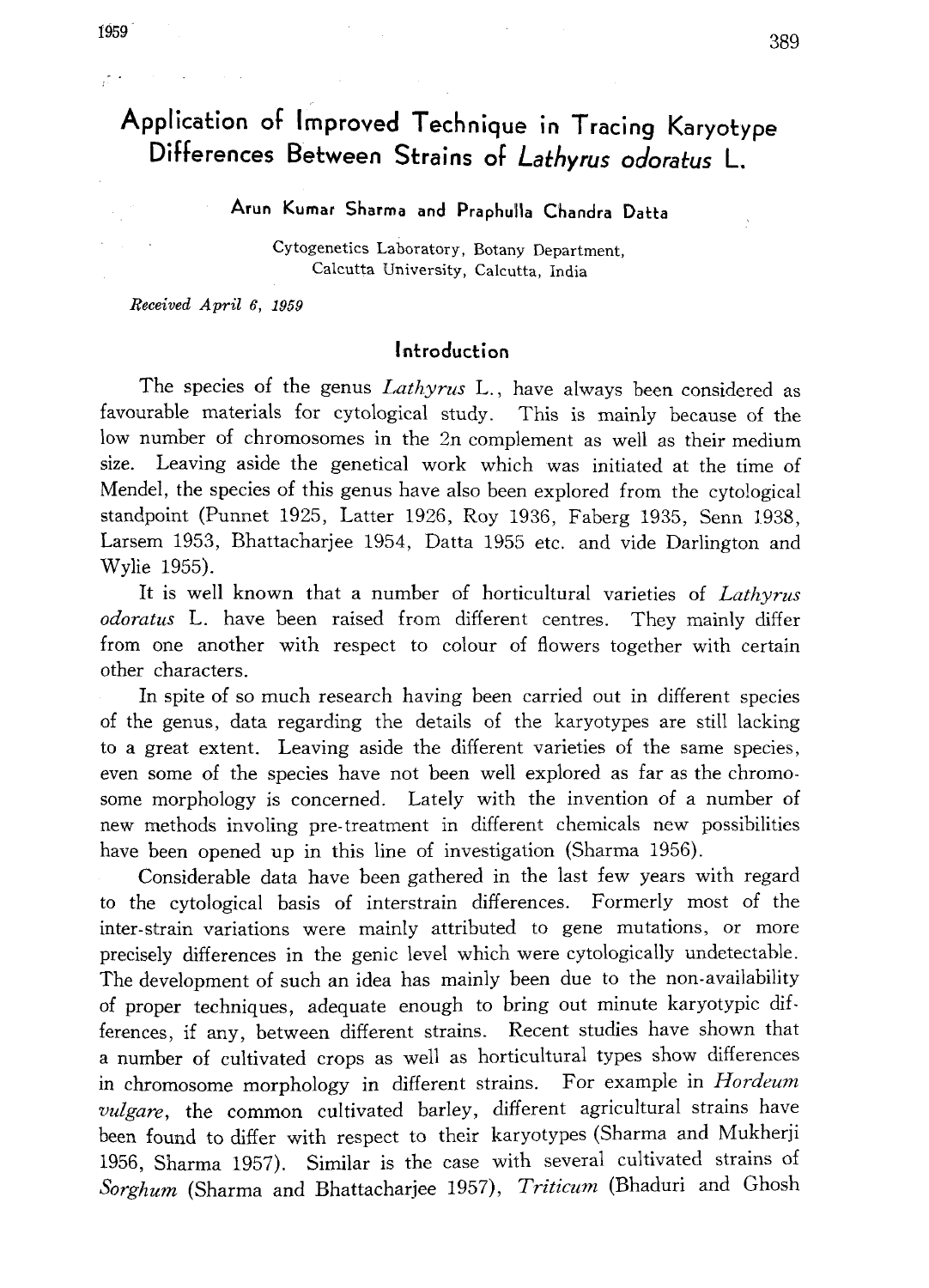# Application of Improved Technique in Tracing Karyotype Differences Between Strains of *Lathyrus odoratus* L.

**Arun Kumar Sharma and Praphulla Chandra Datta**

Cytogenetics Laboratory, Botany Department,
Calcutta University, Calcutta, India

*Received April 6, 1959*

## Introduction

The species of the genus *Lathyrus* L., have always been considered as favourable materials for cytological study. This is mainly because of the low number of chromosomes in the 2n complement as well as their medium size. Leaving aside the genetical work which was initiated at the time of Mendel, the species of this genus have also been explored from the cytological standpoint (Punnet 1925, Latter 1926, Roy 1936, Faberg 1935, Senn 1938, Larsem 1953, Bhattacharjee 1954, Datta 1955 etc. and vide Darlington and Wylie 1955).

It is well known that a number of horticultural varieties of *Lathyrus odoratus* L. have been raised from different centres. They mainly differ from one another with respect to colour of flowers together with certain other characters.

In spite of so much research having been carried out in different species of the genus, data regarding the details of the karyotypes are still lacking to a great extent. Leaving aside the different varieties of the same species, even some of the species have not been well explored as far as the chromosome morphology is concerned. Lately with the invention of a number of new methods involing pre-treatment in different chemicals new possibilities have been opened up in this line of investigation (Sharma 1956).

Considerable data have been gathered in the last few years with regard to the cytological basis of interstrain differences. Formerly most of the inter-strain variations were mainly attributed to gene mutations, or more precisely differences in the genic level which were cytologically undetectable. The development of such an idea has mainly been due to the non-availability of proper techniques, adequate enough to bring out minute karyotypic differences, if any, between different strains. Recent studies have shown that a number of cultivated crops as well as horticultural types show differences in chromosome morphology in different strains. For example in *Hordeum vulgare*, the common cultivated barley, different agricultural strains have been found to differ with respect to their karyotypes (Sharma and Mukherji 1956, Sharma 1957). Similar is the case with several cultivated strains of *Sorghum* (Sharma and Bhattacharjee 1957), *Triticum* (Bhaduri and Ghosh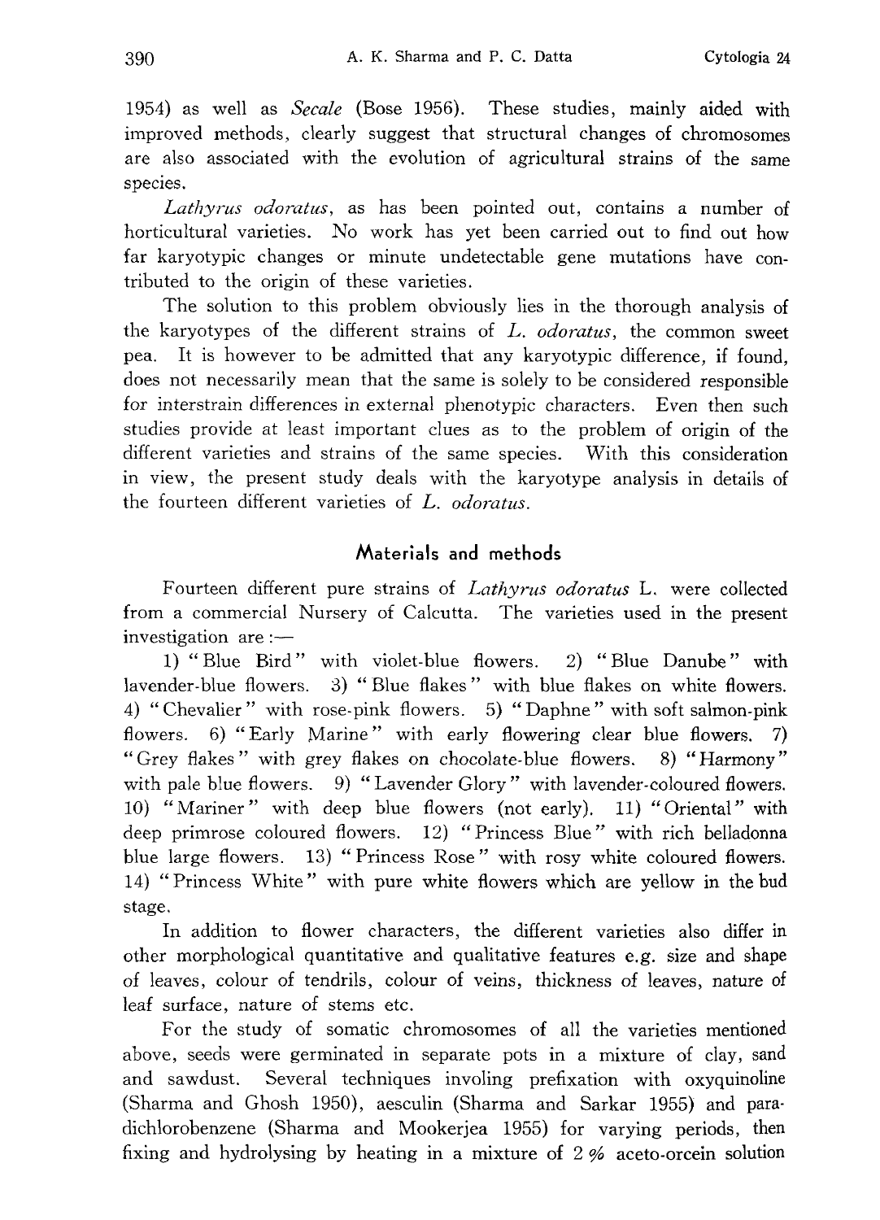1954) as well as *Secale* (Bose 1956). These studies, mainly aided with improved methods, clearly suggest that structural changes of chromosomes are also associated with the evolution of agricultural strains of the same species.

*Lathyrus odoratus*, as has been pointed out, contains a number of horticultural varieties. No work has yet been carried out to find out how far karyotypic changes or minute undetectable gene mutations have contributed to the origin of these varieties.

The solution to this problem obviously lies in the thorough analysis of the karyotypes of the different strains of *L. odoratus*, the common sweet pea. It is however to be admitted that any karyotypic difference, if found, does not necessarily mean that the same is solely to be considered responsible for interstrain differences in external phenotypic characters. Even then such studies provide at least important clues as to the problem of origin of the different varieties and strains of the same species. With this consideration in view, the present study deals with the karyotype analysis in details of the fourteen different varieties of *L. odoratus*.

## Materials and methods

Fourteen different pure strains of *Lathyrus odoratus* L. were collected from a commercial Nursery of Calcutta. The varieties used in the present investigation are:—

1) "Blue Bird" with violet-blue flowers. 2) "Blue Danube" with lavender-blue flowers. 3) "Blue flakes" with blue flakes on white flowers. 4) "Chevalier" with rose-pink flowers. 5) "Daphne" with soft salmon-pink flowers. 6) "Early Marine" with early flowering clear blue flowers. 7) "Grey flakes" with grey flakes on chocolate-blue flowers. 8) "Harmony" with pale blue flowers. 9) "Lavender Glory" with lavender-coloured flowers. 10) "Mariner" with deep blue flowers (not early). 11) "Oriental" with deep primrose coloured flowers. 12) "Princess Blue" with rich belladonna blue large flowers. 13) "Princess Rose" with rosy white coloured flowers. 14) "Princess White" with pure white flowers which are yellow in the bud stage.

In addition to flower characters, the different varieties also differ in other morphological quantitative and qualitative features e.g. size and shape of leaves, colour of tendrils, colour of veins, thickness of leaves, nature of leaf surface, nature of stems etc.

For the study of somatic chromosomes of all the varieties mentioned above, seeds were germinated in separate pots in a mixture of clay, sand and sawdust. Several techniques involing prefixation with oxyquinoline (Sharma and Ghosh 1950), aesculin (Sharma and Sarkar 1955) and para-dichlorobenzene (Sharma and Mookerjea 1955) for varying periods, then fixing and hydrolysing by heating in a mixture of 2% aceto-orcein solution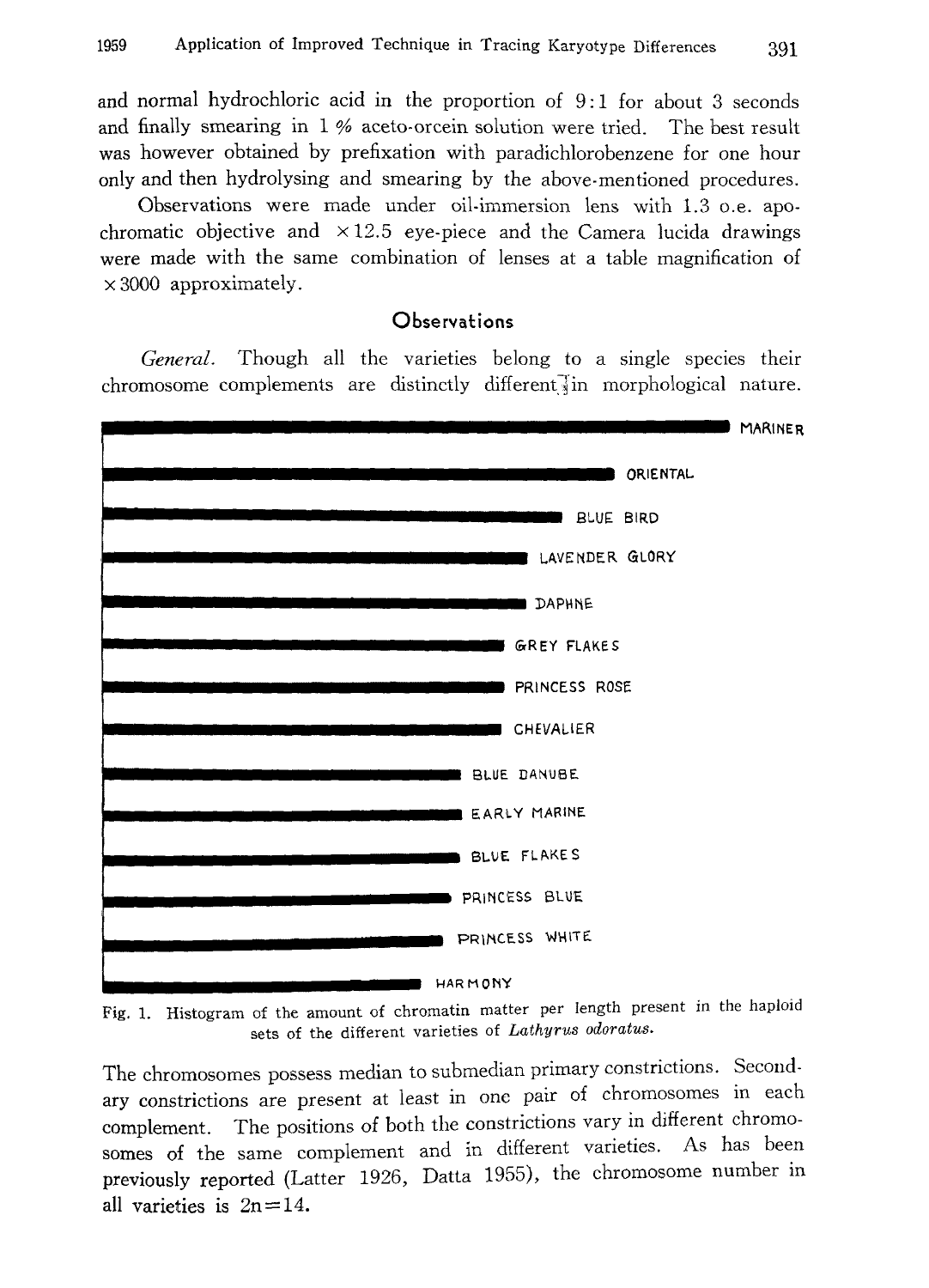and normal hydrochloric acid in the proportion of 9:1 for about 3 seconds and finally smearing in 1 % aceto-orcein solution were tried. The best result was however obtained by prefixation with paradichlorobenzene for one hour only and then hydrolysing and smearing by the above-mentioned procedures.

Observations were made under oil-immersion lens with 1.3 o.e. apochromatic objective and $\times 12.5$ eye-piece and the Camera lucida drawings were made with the same combination of lenses at a table magnification of $\times 3000$ approximately.

## Observations

*General.* Though all the varieties belong to a single species their chromosome complements are distinctly different in morphological nature.

MARINER

ORIENTAL

BLUE BIRD

LAVENDER GLORY

DAPHNE

GREY FLAKES

PRINCESS ROSE

CHEVALIER

BLUE DANUBE

EARLY MARINE

BLUE FLAKES

PRINCESS BLUE

PRINCESS WHITE

HARMONY

Fig. 1. Histogram of the amount of chromatin matter per length present in the haploid sets of the different varieties of *Lathyrus odoratus*.

The chromosomes possess median to submedian primary constrictions. Secondary constrictions are present at least in one pair of chromosomes in each complement. The positions of both the constrictions vary in different chromosomes of the same complement and in different varieties. As has been previously reported (Latter 1926, Datta 1955), the chromosome number in all varieties is $2n=14$.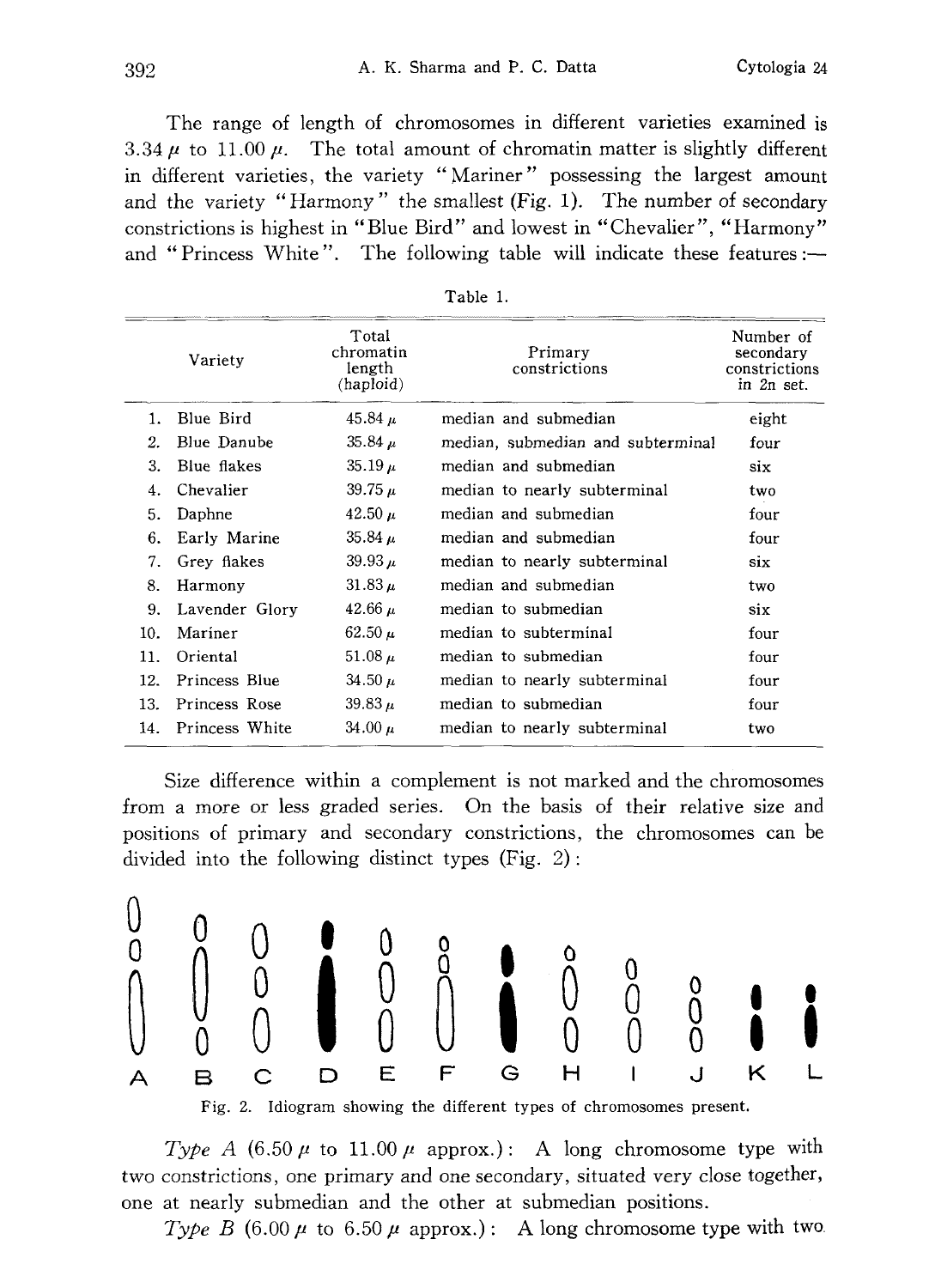The range of length of chromosomes in different varieties examined is 3.34 μ to 11.00 μ. The total amount of chromatin matter is slightly different in different varieties, the variety "Mariner" possessing the largest amount and the variety "Harmony" the smallest (Fig. 1). The number of secondary constrictions is highest in "Blue Bird" and lowest in "Chevalier", "Harmony" and "Princess White". The following table will indicate these features:—

Table 1.

| | Variety | Total chromatin length (haploid) | Primary constrictions | Number of secondary constrictions in 2n set. |
|---|---|---|---|---|
| 1. | Blue Bird | 45.84 μ | median and submedian | eight |
| 2. | Blue Danube | 35.84 μ | median, submedian and subterminal | four |
| 3. | Blue flakes | 35.19 μ | median and submedian | six |
| 4. | Chevalier | 39.75 μ | median to nearly subterminal | two |
| 5. | Daphne | 42.50 μ | median and submedian | four |
| 6. | Early Marine | 35.84 μ | median and submedian | four |
| 7. | Grey flakes | 39.93 μ | median to nearly subterminal | six |
| 8. | Harmony | 31.83 μ | median and submedian | two |
| 9. | Lavender Glory | 42.66 μ | median to submedian | six |
| 10. | Mariner | 62.50 μ | median to subterminal | four |
| 11. | Oriental | 51.08 μ | median to submedian | four |
| 12. | Princess Blue | 34.50 μ | median to nearly subterminal | four |
| 13. | Princess Rose | 39.83 μ | median to submedian | four |
| 14. | Princess White | 34.00 μ | median to nearly subterminal | two |

Size difference within a complement is not marked and the chromosomes from a more or less graded series. On the basis of their relative size and positions of primary and secondary constrictions, the chromosomes can be divided into the following distinct types (Fig. 2):

A B C D E F G H I J K L

Fig. 2. Idiogram showing the different types of chromosomes present.

*Type A* (6.50 μ to 11.00 μ approx.): A long chromosome type with two constrictions, one primary and one secondary, situated very close together, one at nearly submedian and the other at submedian positions.

*Type B* (6.00 μ to 6.50 μ approx.): A long chromosome type with two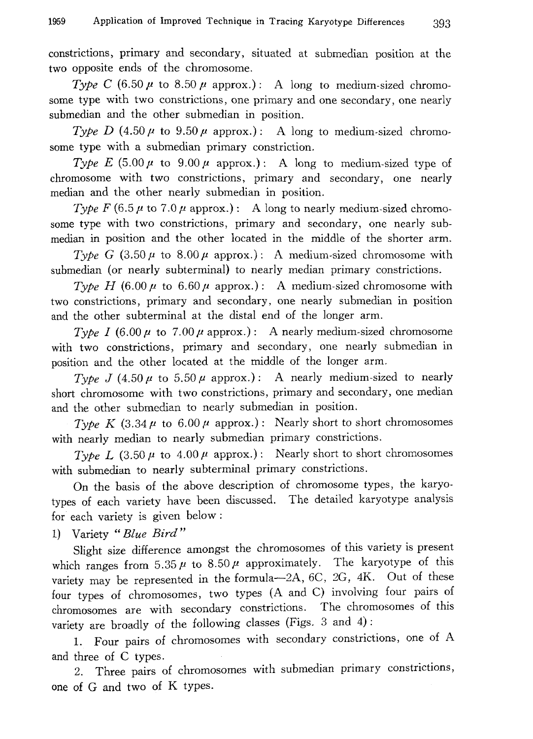constrictions, primary and secondary, situated at submedian position at the two opposite ends of the chromosome.

*Type C* (6.50 μ to 8.50 μ approx.): A long to medium-sized chromosome type with two constrictions, one primary and one secondary, one nearly submedian and the other submedian in position.

*Type D* (4.50 μ to 9.50 μ approx.): A long to medium-sized chromosome type with a submedian primary constriction.

*Type E* (5.00 μ to 9.00 μ approx.): A long to medium-sized type of chromosome with two constrictions, primary and secondary, one nearly median and the other nearly submedian in position.

*Type F* (6.5 μ to 7.0 μ approx.): A long to nearly medium-sized chromosome type with two constrictions, primary and secondary, one nearly submedian in position and the other located in the middle of the shorter arm.

*Type G* (3.50 μ to 8.00 μ approx.): A medium-sized chromosome with submedian (or nearly subterminal) to nearly median primary constrictions.

*Type H* (6.00 μ to 6.60 μ approx.): A medium-sized chromosome with two constrictions, primary and secondary, one nearly submedian in position and the other subterminal at the distal end of the longer arm.

*Type I* (6.00 μ to 7.00 μ approx.): A nearly medium-sized chromosome with two constrictions, primary and secondary, one nearly submedian in position and the other located at the middle of the longer arm.

*Type J* (4.50 μ to 5.50 μ approx.): A nearly medium-sized to nearly short chromosome with two constrictions, primary and secondary, one median and the other submedian to nearly submedian in position.

*Type K* (3.34 μ to 6.00 μ approx.): Nearly short to short chromosomes with nearly median to nearly submedian primary constrictions.

*Type L* (3.50 μ to 4.00 μ approx.): Nearly short to short chromosomes with submedian to nearly subterminal primary constrictions.

On the basis of the above description of chromosome types, the karyotypes of each variety have been discussed. The detailed karyotype analysis for each variety is given below:

1) Variety "*Blue Bird*"

Slight size difference amongst the chromosomes of this variety is present which ranges from 5.35 μ to 8.50 μ approximately. The karyotype of this variety may be represented in the formula—2A, 6C, 2G, 4K. Out of these four types of chromosomes, two types (A and C) involving four pairs of chromosomes are with secondary constrictions. The chromosomes of this variety are broadly of the following classes (Figs. 3 and 4):

1. Four pairs of chromosomes with secondary constrictions, one of A and three of C types.
2. Three pairs of chromosomes with submedian primary constrictions, one of G and two of K types.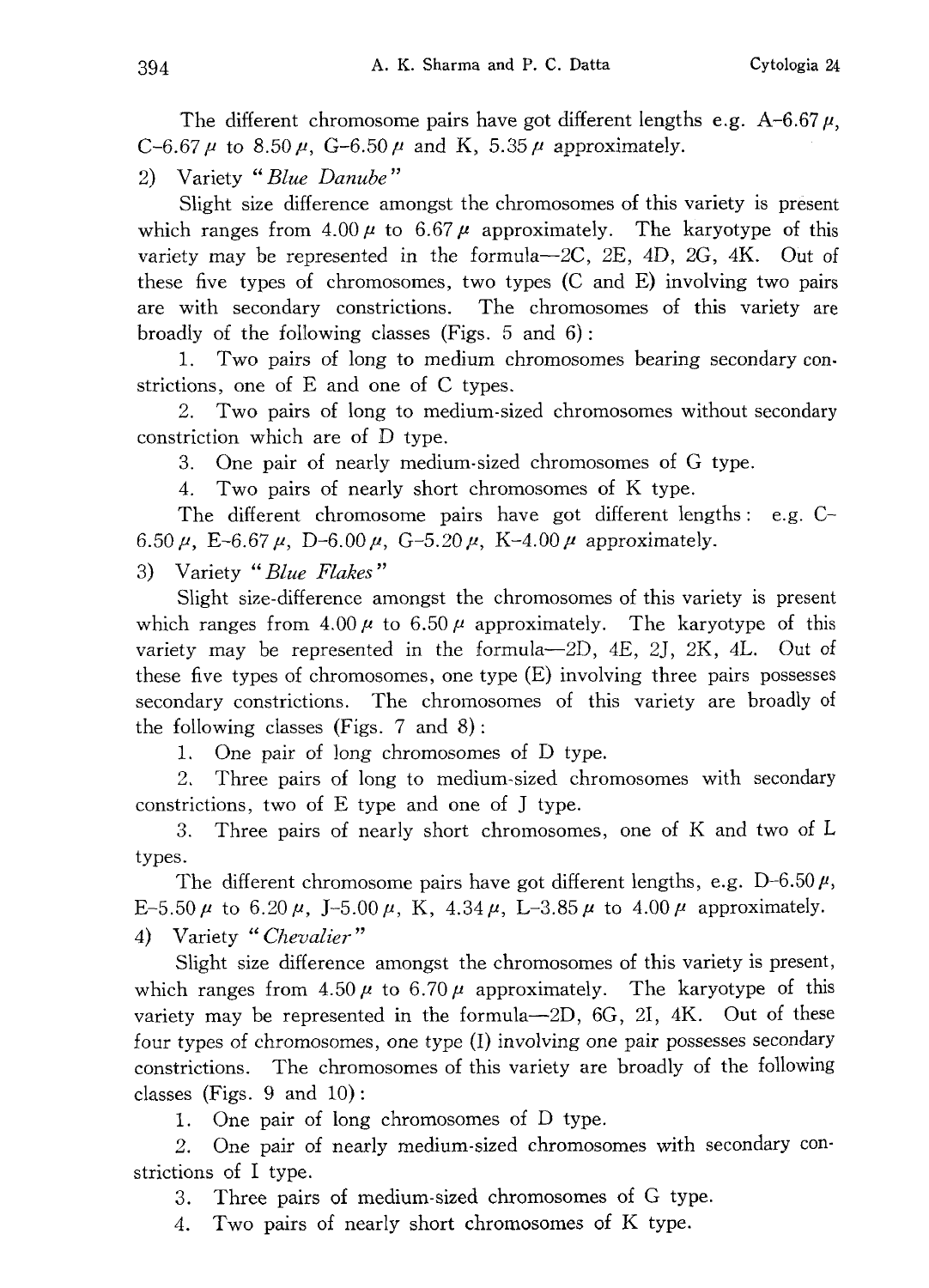The different chromosome pairs have got different lengths e.g. A–6.67 μ, C–6.67 μ to 8.50 μ, G–6.50 μ and K, 5.35 μ approximately.

2) Variety "*Blue Danube*"

Slight size difference amongst the chromosomes of this variety is present which ranges from 4.00 μ to 6.67 μ approximately. The karyotype of this variety may be represented in the formula—2C, 2E, 4D, 2G, 4K. Out of these five types of chromosomes, two types (C and E) involving two pairs are with secondary constrictions. The chromosomes of this variety are broadly of the following classes (Figs. 5 and 6):

1. Two pairs of long to medium chromosomes bearing secondary constrictions, one of E and one of C types.
2. Two pairs of long to medium-sized chromosomes without secondary constriction which are of D type.
3. One pair of nearly medium-sized chromosomes of G type.
4. Two pairs of nearly short chromosomes of K type.

The different chromosome pairs have got different lengths: e.g. C–6.50 μ, E–6.67 μ, D–6.00 μ, G–5.20 μ, K–4.00 μ approximately.

3) Variety "*Blue Flakes*"

Slight size-difference amongst the chromosomes of this variety is present which ranges from 4.00 μ to 6.50 μ approximately. The karyotype of this variety may be represented in the formula—2D, 4E, 2J, 2K, 4L. Out of these five types of chromosomes, one type (E) involving three pairs possesses secondary constrictions. The chromosomes of this variety are broadly of the following classes (Figs. 7 and 8):

1. One pair of long chromosomes of D type.
2. Three pairs of long to medium-sized chromosomes with secondary constrictions, two of E type and one of J type.
3. Three pairs of nearly short chromosomes, one of K and two of L types.

The different chromosome pairs have got different lengths, e.g. D–6.50 μ, E–5.50 μ to 6.20 μ, J–5.00 μ, K, 4.34 μ, L–3.85 μ to 4.00 μ approximately.

4) Variety "*Chevalier*"

Slight size difference amongst the chromosomes of this variety is present, which ranges from 4.50 μ to 6.70 μ approximately. The karyotype of this variety may be represented in the formula—2D, 6G, 2I, 4K. Out of these four types of chromosomes, one type (I) involving one pair possesses secondary constrictions. The chromosomes of this variety are broadly of the following classes (Figs. 9 and 10):

1. One pair of long chromosomes of D type.
2. One pair of nearly medium-sized chromosomes with secondary constrictions of I type.
3. Three pairs of medium-sized chromosomes of G type.
4. Two pairs of nearly short chromosomes of K type.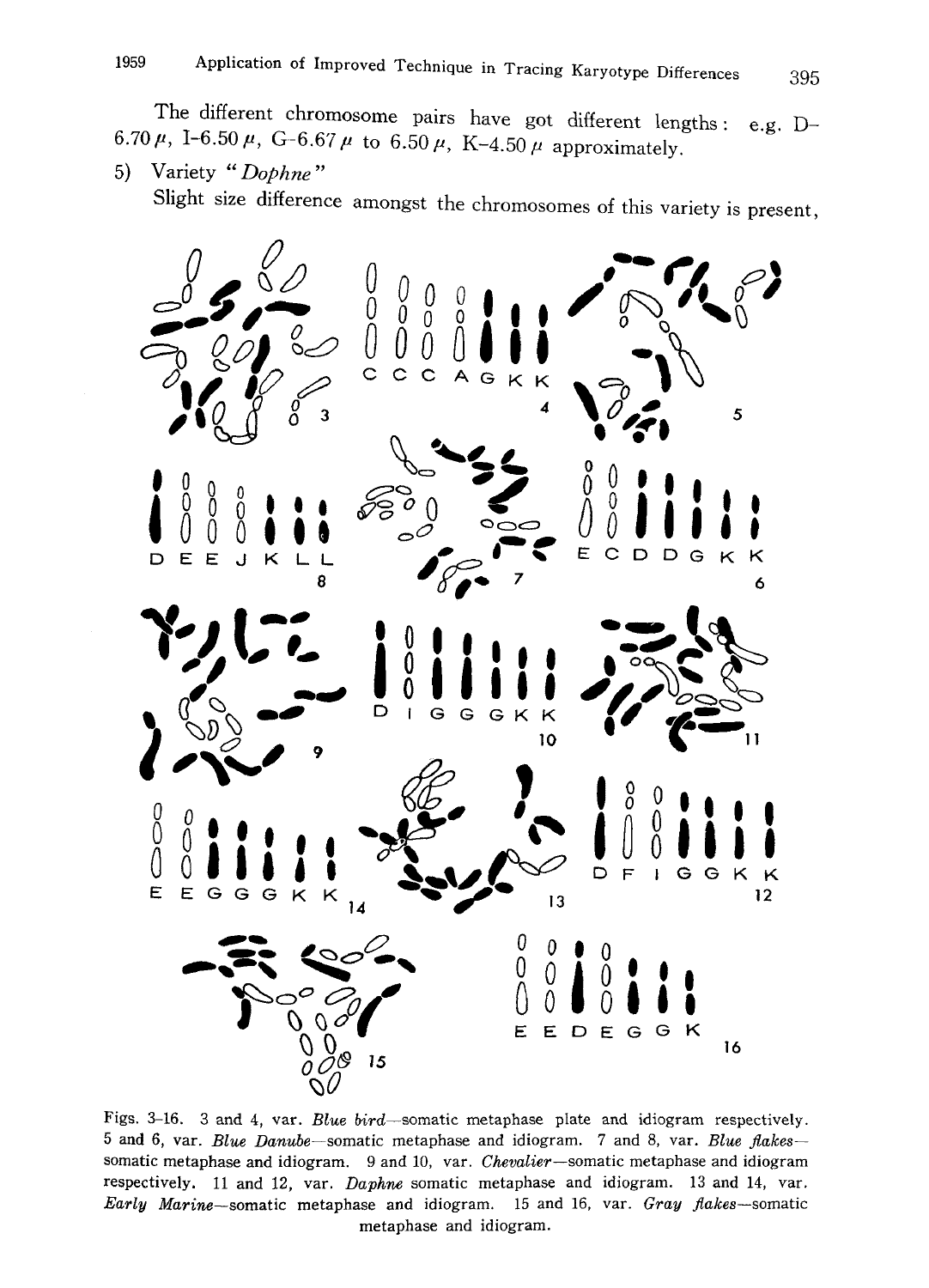The different chromosome pairs have got different lengths: e.g. D-6.70 $\mu$, I-6.50 $\mu$, G-6.67 $\mu$ to 6.50 $\mu$, K-4.50 $\mu$ approximately.

5) Variety "*Dophne*"

Slight size difference amongst the chromosomes of this variety is present,

Figs. 3–16. 3 and 4, var. *Blue bird*—somatic metaphase plate and idiogram respectively. 5 and 6, var. *Blue Danube*—somatic metaphase and idiogram. 7 and 8, var. *Blue flakes*—somatic metaphase and idiogram. 9 and 10, var. *Chevalier*—somatic metaphase and idiogram respectively. 11 and 12, var. *Daphne* somatic metaphase and idiogram. 13 and 14, var. *Early Marine*—somatic metaphase and idiogram. 15 and 16, var. *Gray flakes*—somatic metaphase and idiogram.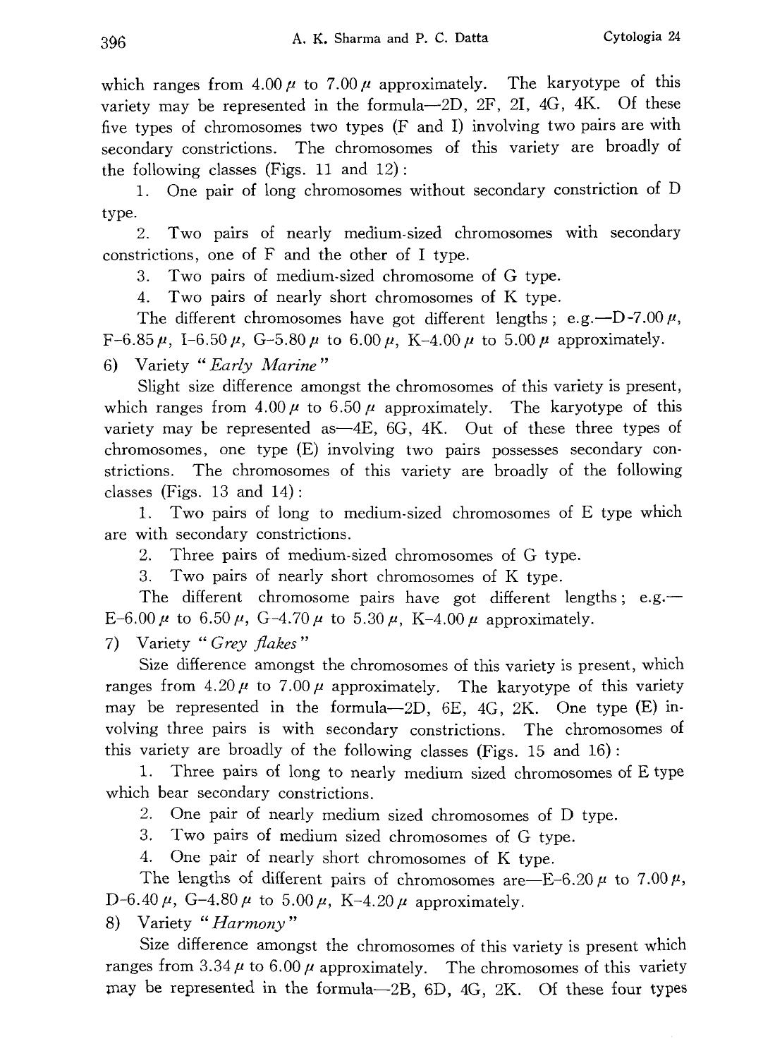which ranges from 4.00 $\mu$ to 7.00 $\mu$ approximately. The karyotype of this variety may be represented in the formula—2D, 2F, 2I, 4G, 4K. Of these five types of chromosomes two types (F and I) involving two pairs are with secondary constrictions. The chromosomes of this variety are broadly of the following classes (Figs. 11 and 12):

1. One pair of long chromosomes without secondary constriction of D type.
2. Two pairs of nearly medium-sized chromosomes with secondary constrictions, one of F and the other of I type.
3. Two pairs of medium-sized chromosome of G type.
4. Two pairs of nearly short chromosomes of K type.

The different chromosomes have got different lengths; e.g.—D-7.00 $\mu$, F-6.85 $\mu$, I-6.50 $\mu$, G-5.80 $\mu$ to 6.00 $\mu$, K-4.00 $\mu$ to 5.00 $\mu$ approximately.

6) Variety "*Early Marine*"

Slight size difference amongst the chromosomes of this variety is present, which ranges from 4.00 $\mu$ to 6.50 $\mu$ approximately. The karyotype of this variety may be represented as—4E, 6G, 4K. Out of these three types of chromosomes, one type (E) involving two pairs possesses secondary constrictions. The chromosomes of this variety are broadly of the following classes (Figs. 13 and 14):

1. Two pairs of long to medium-sized chromosomes of E type which are with secondary constrictions.
2. Three pairs of medium-sized chromosomes of G type.
3. Two pairs of nearly short chromosomes of K type.

The different chromosome pairs have got different lengths; e.g.—E-6.00 $\mu$ to 6.50 $\mu$, G-4.70 $\mu$ to 5.30 $\mu$, K-4.00 $\mu$ approximately.

7) Variety "*Grey flakes*"

Size difference amongst the chromosomes of this variety is present, which ranges from 4.20 $\mu$ to 7.00 $\mu$ approximately. The karyotype of this variety may be represented in the formula—2D, 6E, 4G, 2K. One type (E) involving three pairs is with secondary constrictions. The chromosomes of this variety are broadly of the following classes (Figs. 15 and 16):

1. Three pairs of long to nearly medium sized chromosomes of E type which bear secondary constrictions.
2. One pair of nearly medium sized chromosomes of D type.
3. Two pairs of medium sized chromosomes of G type.
4. One pair of nearly short chromosomes of K type.

The lengths of different pairs of chromosomes are—E-6.20 $\mu$ to 7.00 $\mu$, D-6.40 $\mu$, G-4.80 $\mu$ to 5.00 $\mu$, K-4.20 $\mu$ approximately.

8) Variety "*Harmony*"

Size difference amongst the chromosomes of this variety is present which ranges from 3.34 $\mu$ to 6.00 $\mu$ approximately. The chromosomes of this variety may be represented in the formula—2B, 6D, 4G, 2K. Of these four types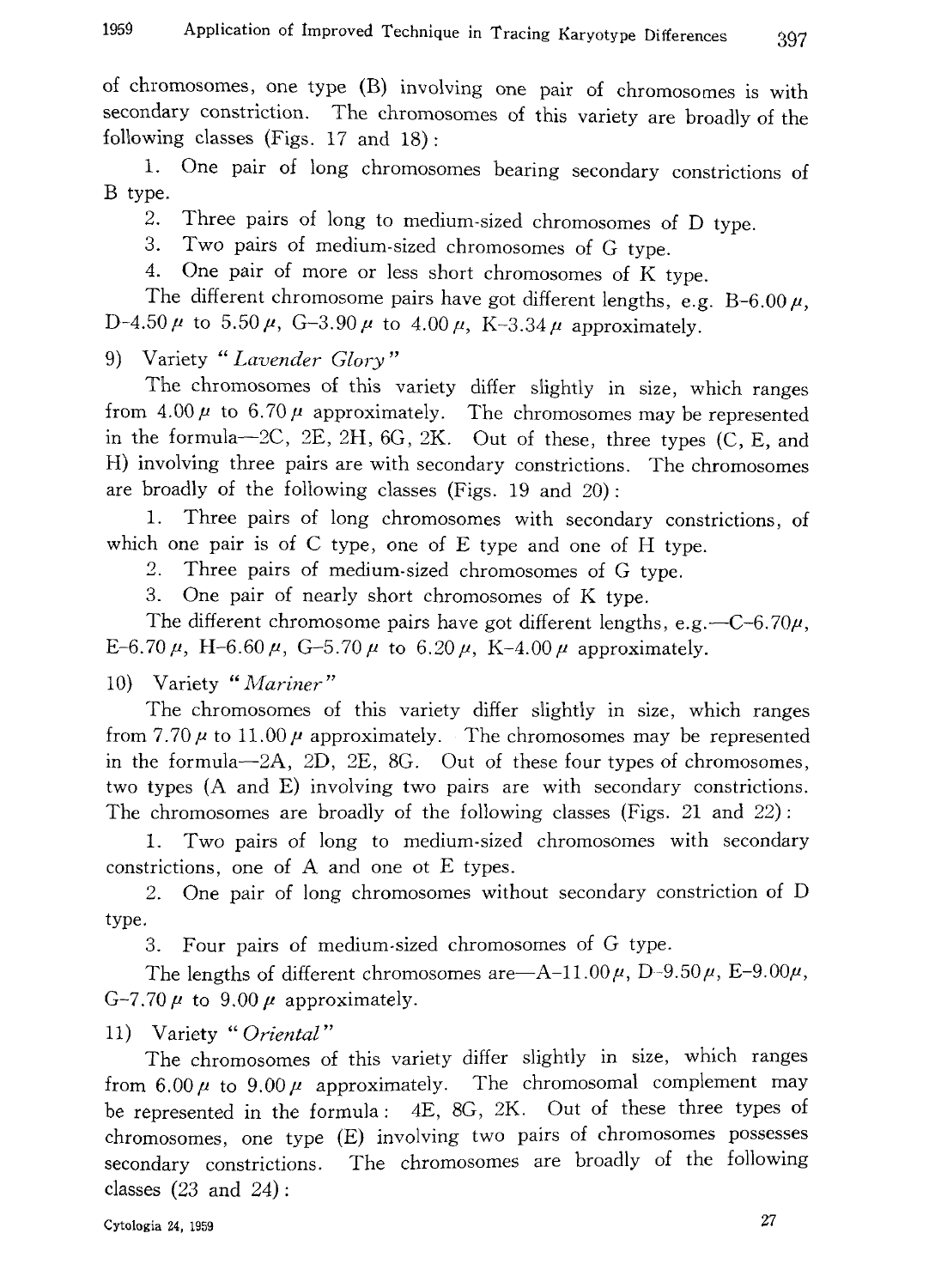of chromosomes, one type (B) involving one pair of chromosomes is with secondary constriction. The chromosomes of this variety are broadly of the following classes (Figs. 17 and 18):

1. One pair of long chromosomes bearing secondary constrictions of B type.
2. Three pairs of long to medium-sized chromosomes of D type.
3. Two pairs of medium-sized chromosomes of G type.
4. One pair of more or less short chromosomes of K type.

The different chromosome pairs have got different lengths, e.g. B-6.00 $\mu$, D-4.50 $\mu$ to 5.50 $\mu$, G-3.90 $\mu$ to 4.00 $\mu$, K-3.34 $\mu$ approximately.

9) Variety "*Lavender Glory*"

The chromosomes of this variety differ slightly in size, which ranges from 4.00 $\mu$ to 6.70 $\mu$ approximately. The chromosomes may be represented in the formula—2C, 2E, 2H, 6G, 2K. Out of these, three types (C, E, and H) involving three pairs are with secondary constrictions. The chromosomes are broadly of the following classes (Figs. 19 and 20):

1. Three pairs of long chromosomes with secondary constrictions, of which one pair is of C type, one of E type and one of H type.
2. Three pairs of medium-sized chromosomes of G type.
3. One pair of nearly short chromosomes of K type.

The different chromosome pairs have got different lengths, e.g.—C-6.70 $\mu$, E-6.70 $\mu$, H-6.60 $\mu$, G-5.70 $\mu$ to 6.20 $\mu$, K-4.00 $\mu$ approximately.

10) Variety "*Mariner*"

The chromosomes of this variety differ slightly in size, which ranges from 7.70 $\mu$ to 11.00 $\mu$ approximately. The chromosomes may be represented in the formula—2A, 2D, 2E, 8G. Out of these four types of chromosomes, two types (A and E) involving two pairs are with secondary constrictions. The chromosomes are broadly of the following classes (Figs. 21 and 22):

1. Two pairs of long to medium-sized chromosomes with secondary constrictions, one of A and one ot E types.
2. One pair of long chromosomes without secondary constriction of D type.
3. Four pairs of medium-sized chromosomes of G type.

The lengths of different chromosomes are—A-11.00 $\mu$, D-9.50 $\mu$, E-9.00 $\mu$, G-7.70 $\mu$ to 9.00 $\mu$ approximately.

11) Variety "*Oriental*"

The chromosomes of this variety differ slightly in size, which ranges from 6.00 $\mu$ to 9.00 $\mu$ approximately. The chromosomal complement may be represented in the formula: 4E, 8G, 2K. Out of these three types of chromosomes, one type (E) involving two pairs of chromosomes possesses secondary constrictions. The chromosomes are broadly of the following classes (23 and 24):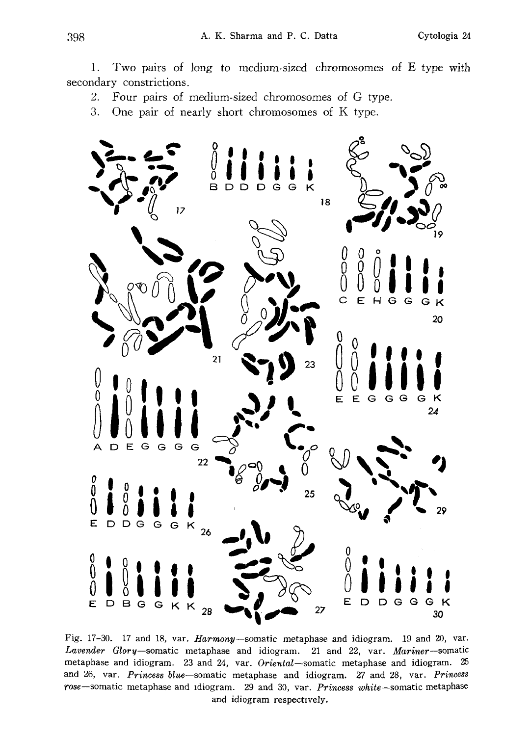1. Two pairs of long to medium-sized chromosomes of E type with secondary constrictions.
2. Four pairs of medium-sized chromosomes of G type.
3. One pair of nearly short chromosomes of K type.

Fig. 17-30. 17 and 18, var. *Harmony*—somatic metaphase and idiogram. 19 and 20, var. *Lavender Glory*—somatic metaphase and idiogram. 21 and 22, var. *Mariner*—somatic metaphase and idiogram. 23 and 24, var. *Oriental*—somatic metaphase and idiogram. 25 and 26, var. *Princess blue*—somatic metaphase and idiogram. 27 and 28, var. *Princess rose*—somatic metaphase and idiogram. 29 and 30, var. *Princess white*—somatic metaphase and idiogram respectively.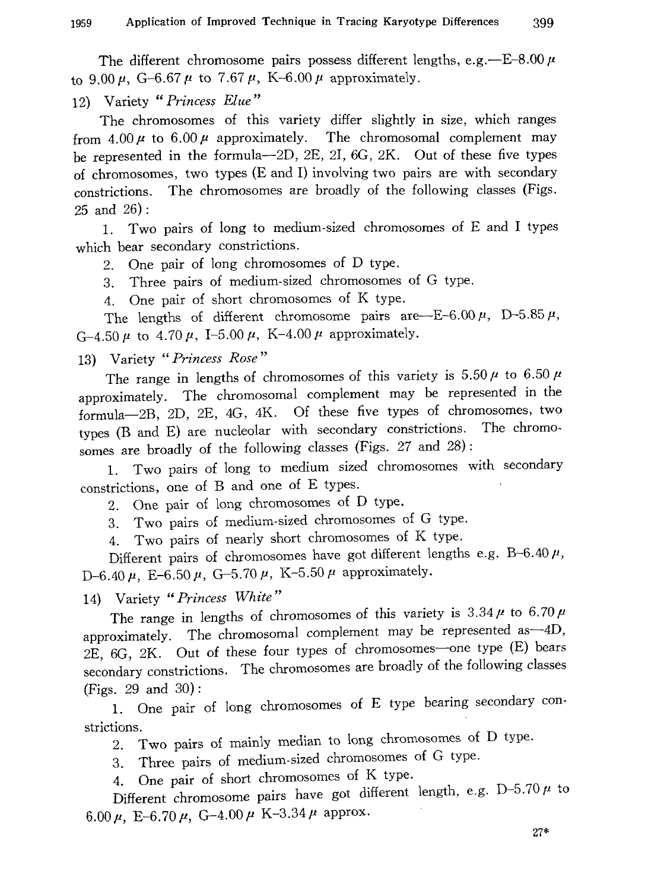The different chromosome pairs possess different lengths, e.g.—E-8.00 $\mu$ to 9.00 $\mu$, G-6.67 $\mu$ to 7.67 $\mu$, K-6.00 $\mu$ approximately.

12) Variety "*Princess Elue*"

The chromosomes of this variety differ slightly in size, which ranges from 4.00 $\mu$ to 6.00 $\mu$ approximately. The chromosomal complement may be represented in the formula—2D, 2E, 2I, 6G, 2K. Out of these five types of chromosomes, two types (E and I) involving two pairs are with secondary constrictions. The chromosomes are broadly of the following classes (Figs. 25 and 26):

1. Two pairs of long to medium-sized chromosomes of E and I types which bear secondary constrictions.
2. One pair of long chromosomes of D type.
3. Three pairs of medium-sized chromosomes of G type.
4. One pair of short chromosomes of K type.

The lengths of different chromosome pairs are—E-6.00 $\mu$, D-5.85 $\mu$, G-4.50 $\mu$ to 4.70 $\mu$, I-5.00 $\mu$, K-4.00 $\mu$ approximately.

13) Variety "*Princess Rose*"

The range in lengths of chromosomes of this variety is 5.50 $\mu$ to 6.50 $\mu$ approximately. The chromosomal complement may be represented in the formula—2B, 2D, 2E, 4G, 4K. Of these five types of chromosomes, two types (B and E) are nucleolar with secondary constrictions. The chromosomes are broadly of the following classes (Figs. 27 and 28):

1. Two pairs of long to medium sized chromosomes with secondary constrictions, one of B and one of E types.
2. One pair of long chromosomes of D type.
3. Two pairs of medium-sized chromosomes of G type.
4. Two pairs of nearly short chromosomes of K type.

Different pairs of chromosomes have got different lengths e.g. B-6.40 $\mu$, D-6.40 $\mu$, E-6.50 $\mu$, G-5.70 $\mu$, K-5.50 $\mu$ approximately.

14) Variety "*Princess White*"

The range in lengths of chromosomes of this variety is 3.34 $\mu$ to 6.70 $\mu$ approximately. The chromosomal complement may be represented as—4D, 2E, 6G, 2K. Out of these four types of chromosomes—one type (E) bears secondary constrictions. The chromosomes are broadly of the following classes (Figs. 29 and 30):

1. One pair of long chromosomes of E type bearing secondary constrictions.
2. Two pairs of mainly median to long chromosomes of D type.
3. Three pairs of medium-sized chromosomes of G type.
4. One pair of short chromosomes of K type.

Different chromosome pairs have got different length, e.g. D-5.70 $\mu$ to 6.00 $\mu$, E-6.70 $\mu$, G-4.00 $\mu$ K-3.34 $\mu$ approx.

27*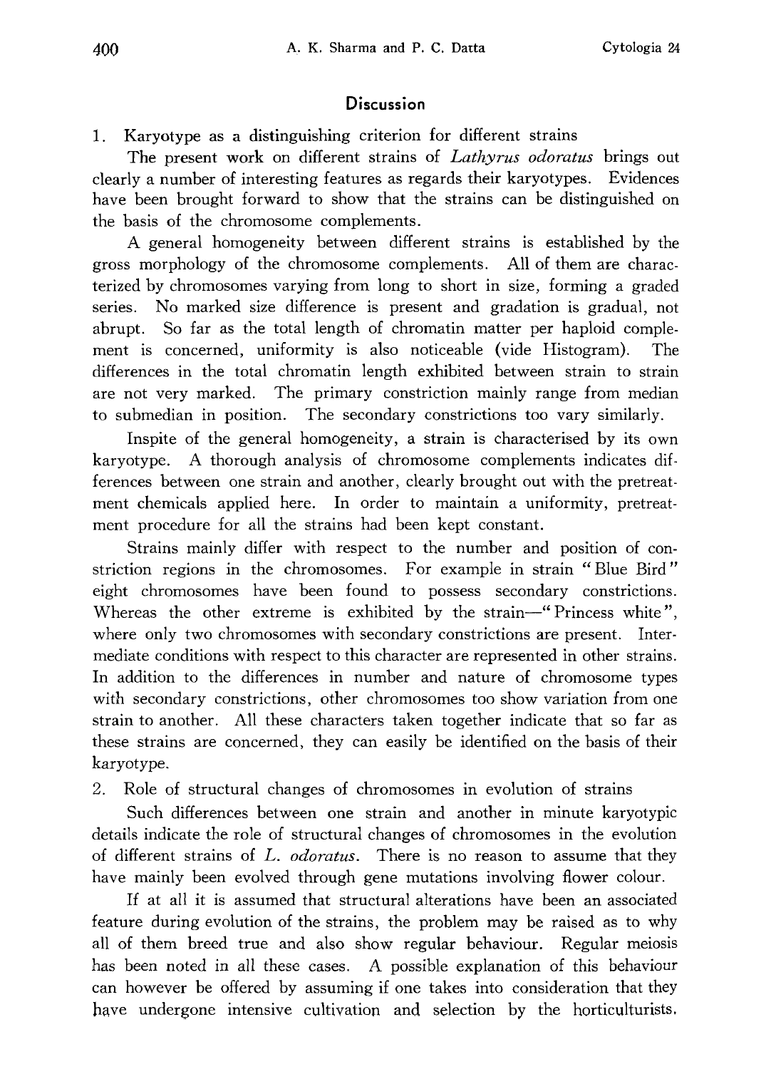## Discussion

1. Karyotype as a distinguishing criterion for different strains

The present work on different strains of *Lathyrus odoratus* brings out clearly a number of interesting features as regards their karyotypes. Evidences have been brought forward to show that the strains can be distinguished on the basis of the chromosome complements.

A general homogeneity between different strains is established by the gross morphology of the chromosome complements. All of them are characterized by chromosomes varying from long to short in size, forming a graded series. No marked size difference is present and gradation is gradual, not abrupt. So far as the total length of chromatin matter per haploid complement is concerned, uniformity is also noticeable (vide Histogram). The differences in the total chromatin length exhibited between strain to strain are not very marked. The primary constriction mainly range from median to submedian in position. The secondary constrictions too vary similarly.

Inspite of the general homogeneity, a strain is characterised by its own karyotype. A thorough analysis of chromosome complements indicates differences between one strain and another, clearly brought out with the pretreatment chemicals applied here. In order to maintain a uniformity, pretreatment procedure for all the strains had been kept constant.

Strains mainly differ with respect to the number and position of constriction regions in the chromosomes. For example in strain "Blue Bird" eight chromosomes have been found to possess secondary constrictions. Whereas the other extreme is exhibited by the strain—"Princess white", where only two chromosomes with secondary constrictions are present. Intermediate conditions with respect to this character are represented in other strains. In addition to the differences in number and nature of chromosome types with secondary constrictions, other chromosomes too show variation from one strain to another. All these characters taken together indicate that so far as these strains are concerned, they can easily be identified on the basis of their karyotype.

2. Role of structural changes of chromosomes in evolution of strains

Such differences between one strain and another in minute karyotypic details indicate the role of structural changes of chromosomes in the evolution of different strains of *L. odoratus*. There is no reason to assume that they have mainly been evolved through gene mutations involving flower colour.

If at all it is assumed that structural alterations have been an associated feature during evolution of the strains, the problem may be raised as to why all of them breed true and also show regular behaviour. Regular meiosis has been noted in all these cases. A possible explanation of this behaviour can however be offered by assuming if one takes into consideration that they have undergone intensive cultivation and selection by the horticulturists.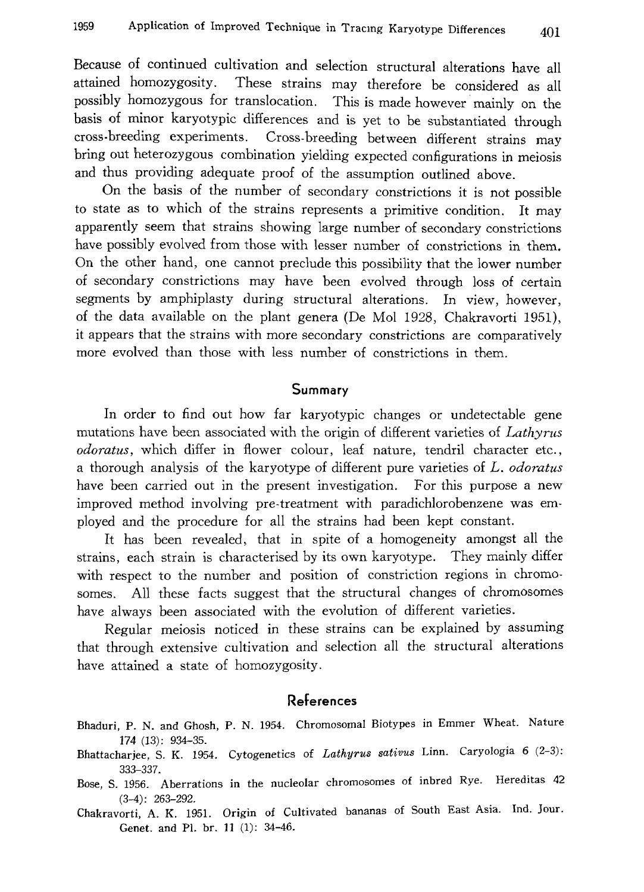Because of continued cultivation and selection structural alterations have all attained homozygosity. These strains may therefore be considered as all possibly homozygous for translocation. This is made however mainly on the basis of minor karyotypic differences and is yet to be substantiated through cross-breeding experiments. Cross-breeding between different strains may bring out heterozygous combination yielding expected configurations in meiosis and thus providing adequate proof of the assumption outlined above.

On the basis of the number of secondary constrictions it is not possible to state as to which of the strains represents a primitive condition. It may apparently seem that strains showing large number of secondary constrictions have possibly evolved from those with lesser number of constrictions in them. On the other hand, one cannot preclude this possibility that the lower number of secondary constrictions may have been evolved through loss of certain segments by amphiplasty during structural alterations. In view, however, of the data available on the plant genera (De Mol 1928, Chakravorti 1951), it appears that the strains with more secondary constrictions are comparatively more evolved than those with less number of constrictions in them.

## Summary

In order to find out how far karyotypic changes or undetectable gene mutations have been associated with the origin of different varieties of *Lathyrus odoratus*, which differ in flower colour, leaf nature, tendril character etc., a thorough analysis of the karyotype of different pure varieties of *L. odoratus* have been carried out in the present investigation. For this purpose a new improved method involving pre-treatment with paradichlorobenzene was employed and the procedure for all the strains had been kept constant.

It has been revealed, that in spite of a homogeneity amongst all the strains, each strain is characterised by its own karyotype. They mainly differ with respect to the number and position of constriction regions in chromosomes. All these facts suggest that the structural changes of chromosomes have always been associated with the evolution of different varieties.

Regular meiosis noticed in these strains can be explained by assuming that through extensive cultivation and selection all the structural alterations have attained a state of homozygosity.

## References

Bhaduri, P. N. and Ghosh, P. N. 1954. Chromosomal Biotypes in Emmer Wheat. Nature 174 (13): 934–35.

Bhattacharjee, S. K. 1954. Cytogenetics of *Lathyrus sativus* Linn. Caryologia 6 (2–3): 333–337.

Bose, S. 1956. Aberrations in the nucleolar chromosomes of inbred Rye. Hereditas 42 (3–4): 263–292.

Chakravorti, A. K. 1951. Origin of Cultivated bananas of South East Asia. Ind. Jour. Genet. and Pl. br. 11 (1): 34–46.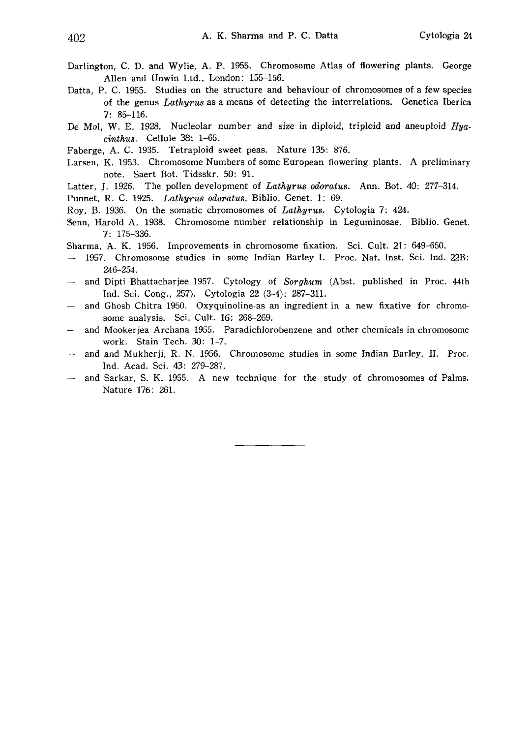Darlington, C. D. and Wylie, A. P. 1955. Chromosome Atlas of flowering plants. George Allen and Unwin Ltd., London: 155–156.

Datta, P. C. 1955. Studies on the structure and behaviour of chromosomes of a few species of the genus *Lathyrus* as a means of detecting the interrelations. Genetica Iberica 7: 85–116.

De Mol, W. E. 1928. Nucleolar number and size in diploid, triploid and aneuploid *Hyacinthus*. Cellule 38: 1–65.

Faberge, A. C. 1935. Tetraploid sweet peas. Nature 135: 876.

Larsen, K. 1953. Chromosome Numbers of some European flowering plants. A preliminary note. Saert Bot. Tidsskr. 50: 91.

Latter, J. 1926. The pollen development of *Lathyrus odoratus*. Ann. Bot. 40: 277–314.

Punnet, R. C. 1925. *Lathyrus odoratus*, Biblio. Genet. 1: 69.

Roy, B. 1936. On the somatic chromosomes of *Lathyrus*. Cytologia 7: 424.

Senn, Harold A. 1938. Chromosome number relationship in Leguminosae. Biblio. Genet. 7: 175–336.

Sharma, A. K. 1956. Improvements in chromosome fixation. Sci. Cult. 21: 649–650.

— 1957. Chromosome studies in some Indian Barley I. Proc. Nat. Inst. Sci. Ind. 22B: 246–254.

— and Dipti Bhattacharjee 1957. Cytology of *Sorghum* (Abst. published in Proc. 44th Ind. Sci. Cong., 257). Cytologia 22 (3–4): 287–311.

— and Ghosh Chitra 1950. Oxyquinoline-as an ingredient in a new fixative for chromosome analysis. Sci. Cult. 16: 268–269.

— and Mookerjea Archana 1955. Paradichlorobenzene and other chemicals in chromosome work. Stain Tech. 30: 1–7.

— and and Mukherji, R. N. 1956. Chromosome studies in some Indian Barley, II. Proc. Ind. Acad. Sci. 43: 279–287.

— and Sarkar, S. K. 1955. A new technique for the study of chromosomes of Palms. Nature 176: 261.